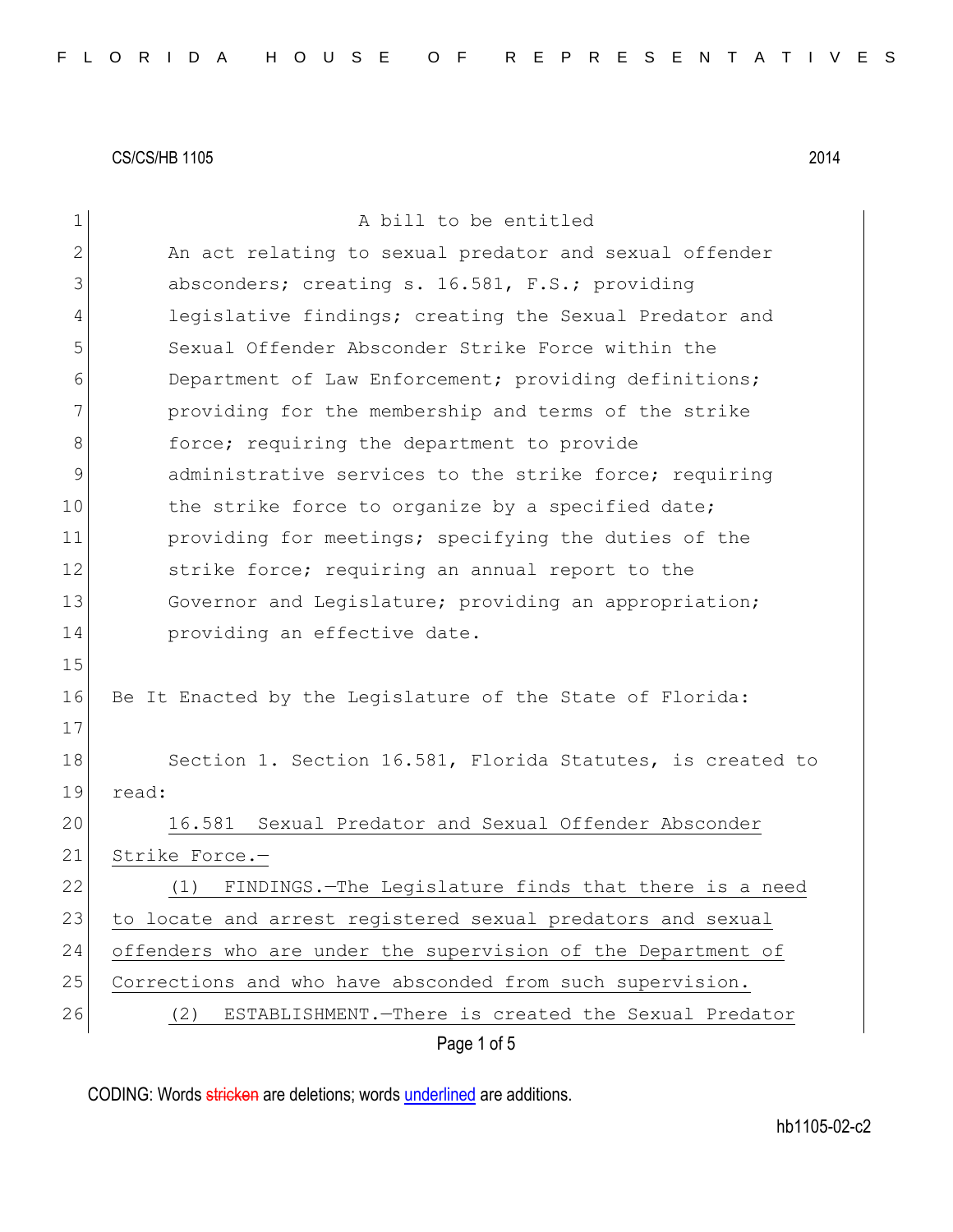CS/CS/HB 1105 2014

A bill to be entitled

An act relating to sexual predator and sexual offender absconders; creating s. 16.581, F.S.; providing legislative findings; creating the Sexual Predator and Sexual Offender Absconder Strike Force within the Department of Law Enforcement; providing definitions; providing for the membership and terms of the strike force; requiring the department to provide administrative services to the strike force; requiring the strike force to organize by a specified date; providing for meetings; specifying the duties of the strike force; requiring an annual report to the Governor and Legislature; providing an appropriation; providing an effective date.

Be It Enacted by the Legislature of the State of Florida:

Section 1. Section 16.581, Florida Statutes, is created to read:

16.581 Sexual Predator and Sexual Offender Absconder Strike Force.—

(1) FINDINGS.—The Legislature finds that there is a need to locate and arrest registered sexual predators and sexual offenders who are under the supervision of the Department of Corrections and who have absconded from such supervision.

(2) ESTABLISHMENT.—There is created the Sexual Predator

CODING: Words stricken are deletions; words underlined are additions.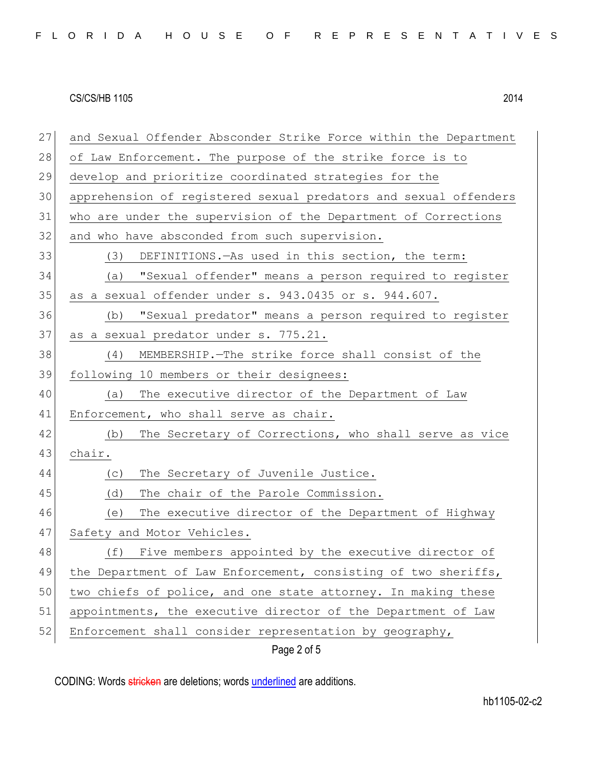and Sexual Offender Absconder Strike Force within the Department of Law Enforcement. The purpose of the strike force is to develop and prioritize coordinated strategies for the apprehension of registered sexual predators and sexual offenders who are under the supervision of the Department of Corrections and who have absconded from such supervision.

(3) DEFINITIONS.—As used in this section, the term:

(a) "Sexual offender" means a person required to register as a sexual offender under s. 943.0435 or s. 944.607.

(b) "Sexual predator" means a person required to register as a sexual predator under s. 775.21.

(4) MEMBERSHIP.—The strike force shall consist of the following 10 members or their designees:

(a) The executive director of the Department of Law Enforcement, who shall serve as chair.

(b) The Secretary of Corrections, who shall serve as vice chair.

(c) The Secretary of Juvenile Justice.

(d) The chair of the Parole Commission.

(e) The executive director of the Department of Highway Safety and Motor Vehicles.

(f) Five members appointed by the executive director of the Department of Law Enforcement, consisting of two sheriffs, two chiefs of police, and one state attorney. In making these appointments, the executive director of the Department of Law Enforcement shall consider representation by geography,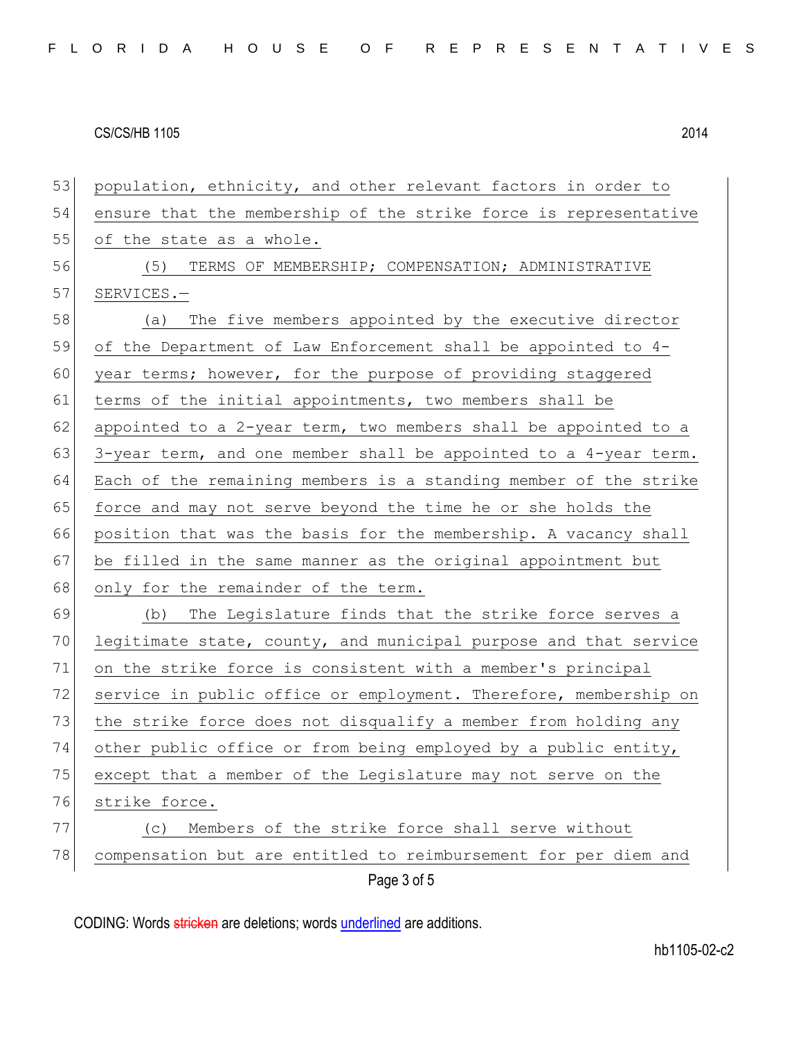population, ethnicity, and other relevant factors in order to ensure that the membership of the strike force is representative of the state as a whole.

(5) TERMS OF MEMBERSHIP; COMPENSATION; ADMINISTRATIVE SERVICES.—

(a) The five members appointed by the executive director of the Department of Law Enforcement shall be appointed to 4-year terms; however, for the purpose of providing staggered terms of the initial appointments, two members shall be appointed to a 2-year term, two members shall be appointed to a 3-year term, and one member shall be appointed to a 4-year term. Each of the remaining members is a standing member of the strike force and may not serve beyond the time he or she holds the position that was the basis for the membership. A vacancy shall be filled in the same manner as the original appointment but only for the remainder of the term.

(b) The Legislature finds that the strike force serves a legitimate state, county, and municipal purpose and that service on the strike force is consistent with a member's principal service in public office or employment. Therefore, membership on the strike force does not disqualify a member from holding any other public office or from being employed by a public entity, except that a member of the Legislature may not serve on the strike force.

(c) Members of the strike force shall serve without compensation but are entitled to reimbursement for per diem and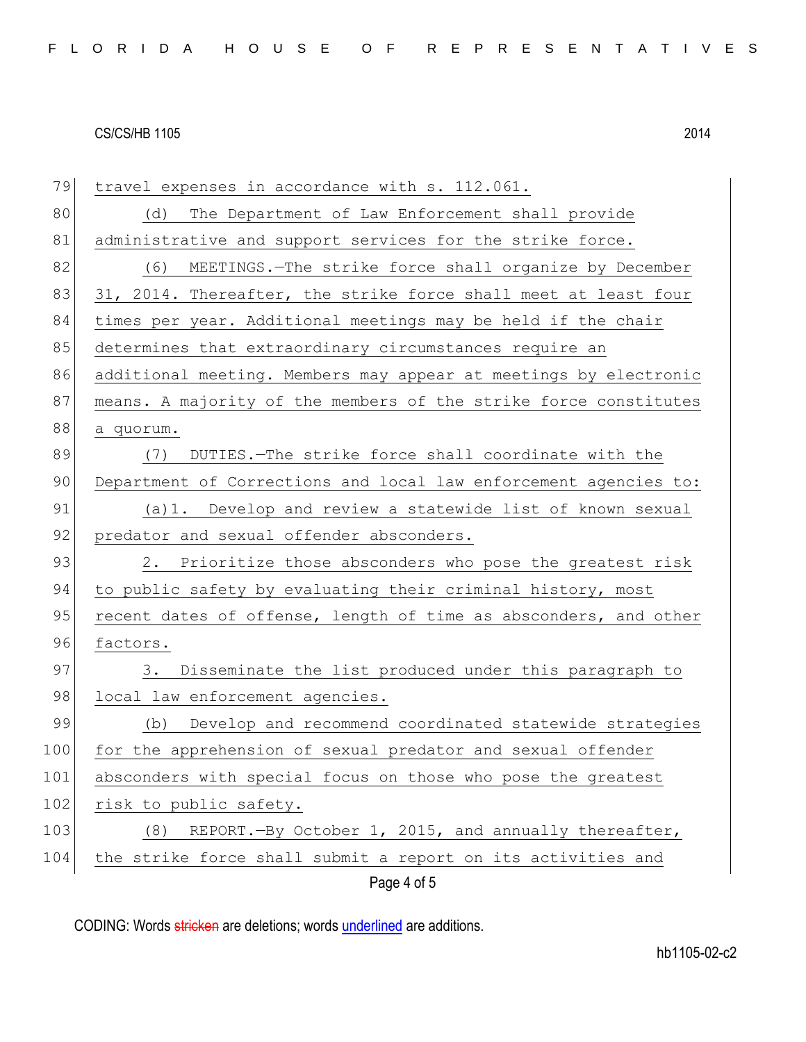travel expenses in accordance with s. 112.061.

(d) The Department of Law Enforcement shall provide administrative and support services for the strike force.

(6) MEETINGS.—The strike force shall organize by December 31, 2014. Thereafter, the strike force shall meet at least four times per year. Additional meetings may be held if the chair determines that extraordinary circumstances require an additional meeting. Members may appear at meetings by electronic means. A majority of the members of the strike force constitutes a quorum.

(7) DUTIES.—The strike force shall coordinate with the Department of Corrections and local law enforcement agencies to:

(a)1. Develop and review a statewide list of known sexual predator and sexual offender absconders.

2. Prioritize those absconders who pose the greatest risk to public safety by evaluating their criminal history, most recent dates of offense, length of time as absconders, and other factors.

3. Disseminate the list produced under this paragraph to local law enforcement agencies.

(b) Develop and recommend coordinated statewide strategies for the apprehension of sexual predator and sexual offender absconders with special focus on those who pose the greatest risk to public safety.

(8) REPORT.—By October 1, 2015, and annually thereafter, the strike force shall submit a report on its activities and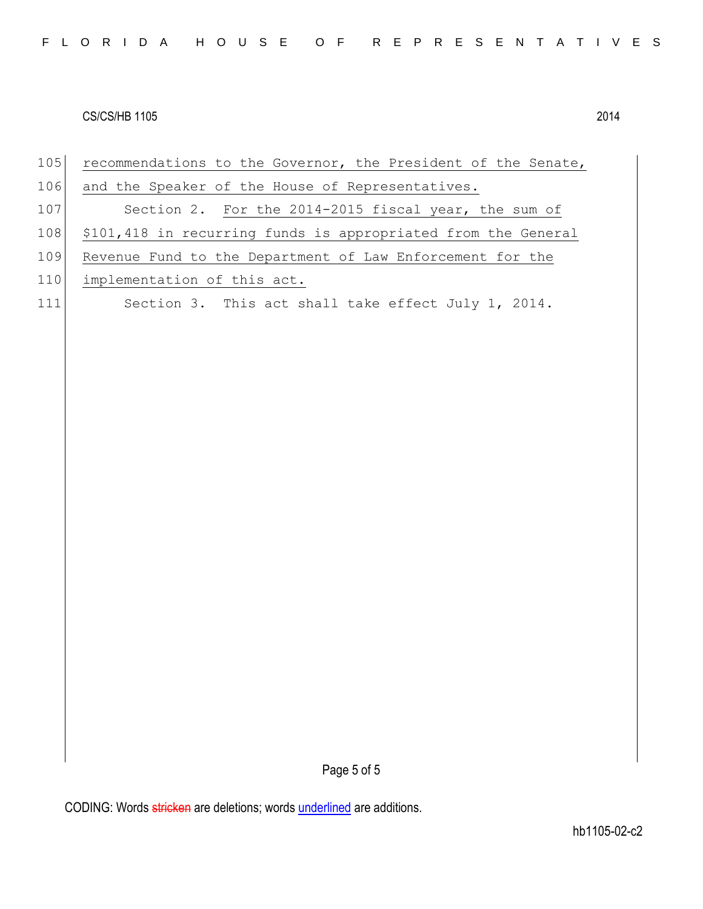recommendations to the Governor, the President of the Senate, and the Speaker of the House of Representatives.

Section 2. For the 2014-2015 fiscal year, the sum of $101,418 in recurring funds is appropriated from the General Revenue Fund to the Department of Law Enforcement for the implementation of this act.

Section 3. This act shall take effect July 1, 2014.